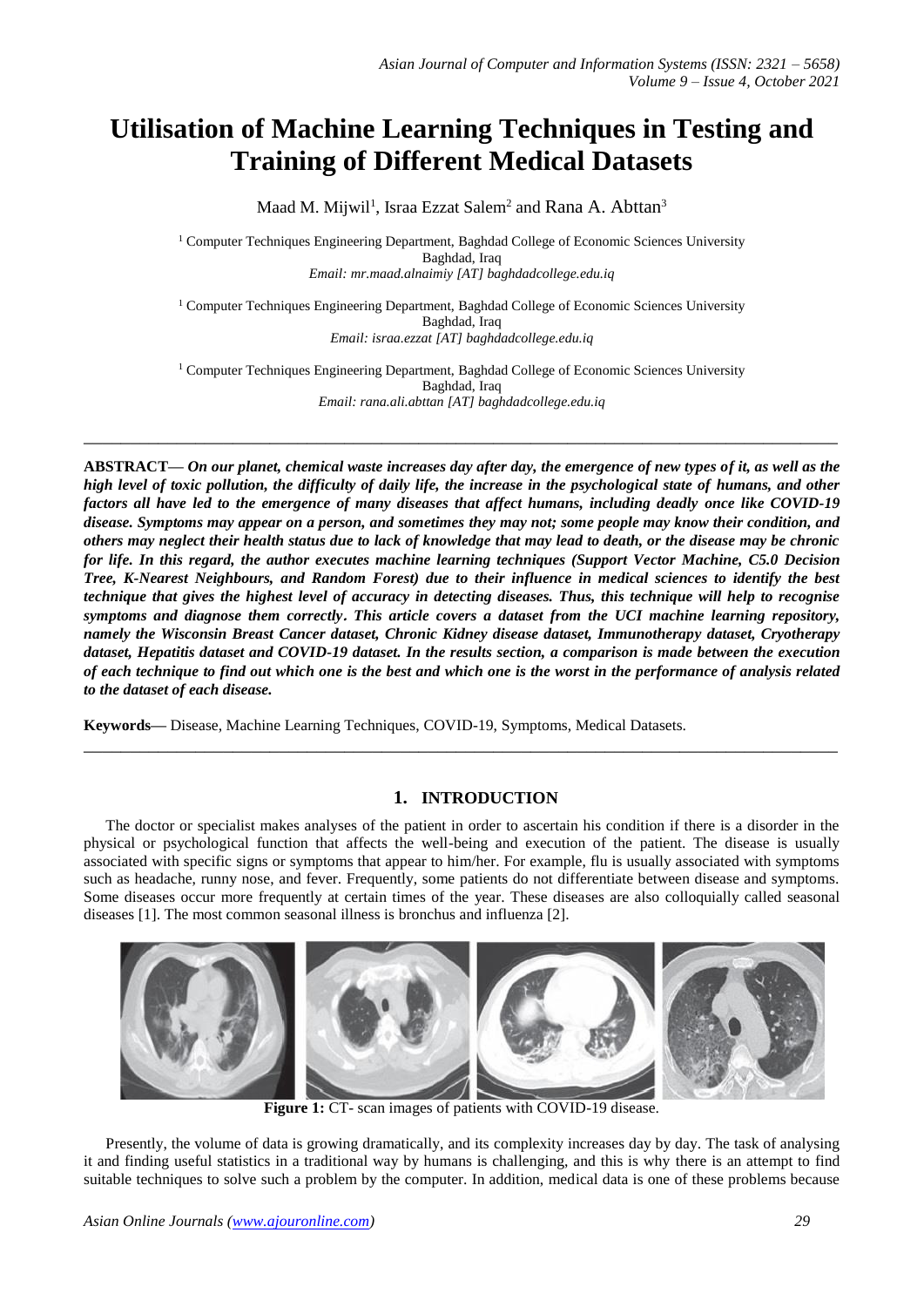# Utilisation of Machine Learning Techniques in Testing and Training of Different Medical Datasets

Maad M. Mijwil[1], Israa Ezzat Salem[2] and Rana A. Abttan[3]

[1] Computer Techniques Engineering Department, Baghdad College of Economic Sciences University
Baghdad, Iraq
*Email: mr.maad.alnaimiy [AT] baghdadcollege.edu.iq*

[1] Computer Techniques Engineering Department, Baghdad College of Economic Sciences University
Baghdad, Iraq
*Email: israa.ezzat [AT] baghdadcollege.edu.iq*

[1] Computer Techniques Engineering Department, Baghdad College of Economic sciences University
Baghdad, Iraq
*Email: rana.ali.abttan [AT] baghdadcollege.edu.iq*

---

**ABSTRACT—** ***On our planet, chemical waste increases day after day, the emergence of new types of it, as well as the high level of toxic pollution, the difficulty of daily life, the increase in the psychological state of humans, and other factors all have led to the emergence of many diseases that affect humans, including deadly once like COVID-19 disease. Symptoms may appear on a person, and sometimes they may not; some people may know their condition, and others may neglect their health status due to lack of knowledge that may lead to death, or the disease may be chronic for life. In this regard, the author executes machine learning techniques (Support Vector Machine, C5.0 Decision Tree, K-Nearest Neighbours, and Random Forest) due to their influence in medical sciences to identify the best technique that gives the highest level of accuracy in detecting diseases. Thus, this technique will help to recognise symptoms and diagnose them correctly. This article covers a dataset from the UCI machine learning repository, namely the Wisconsin Breast Cancer dataset, Chronic Kidney disease dataset, Immunotherapy dataset, Cryotherapy dataset, Hepatitis dataset and COVID-19 dataset. In the results section, a comparison is made between the execution of each technique to find out which one is the best and which one is the worst in the performance of analysis related to the dataset of each disease.***

**Keywords—** Disease, Machine Learning Techniques, COVID-19, Symptoms, Medical Datasets.

---

## 1. INTRODUCTION

The doctor or specialist makes analyses of the patient in order to ascertain his condition if there is a disorder in the physical or psychological function that affects the well-being and execution of the patient. The disease is usually associated with specific signs or symptoms that appear to him/her. For example, flu is usually associated with symptoms such as headache, runny nose, and fever. Frequently, some patients do not differentiate between disease and symptoms. Some diseases occur more frequently at certain times of the year. These diseases are also colloquially called seasonal diseases [1]. The most common seasonal illness is bronchus and influenza [2].

**Figure 1:** CT- scan images of patients with COVID-19 disease.

Presently, the volume of data is growing dramatically, and its complexity increases day by day. The task of analysing it and finding useful statistics in a traditional way by humans is challenging, and this is why there is an attempt to find suitable techniques to solve such a problem by the computer. In addition, medical data is one of these problems because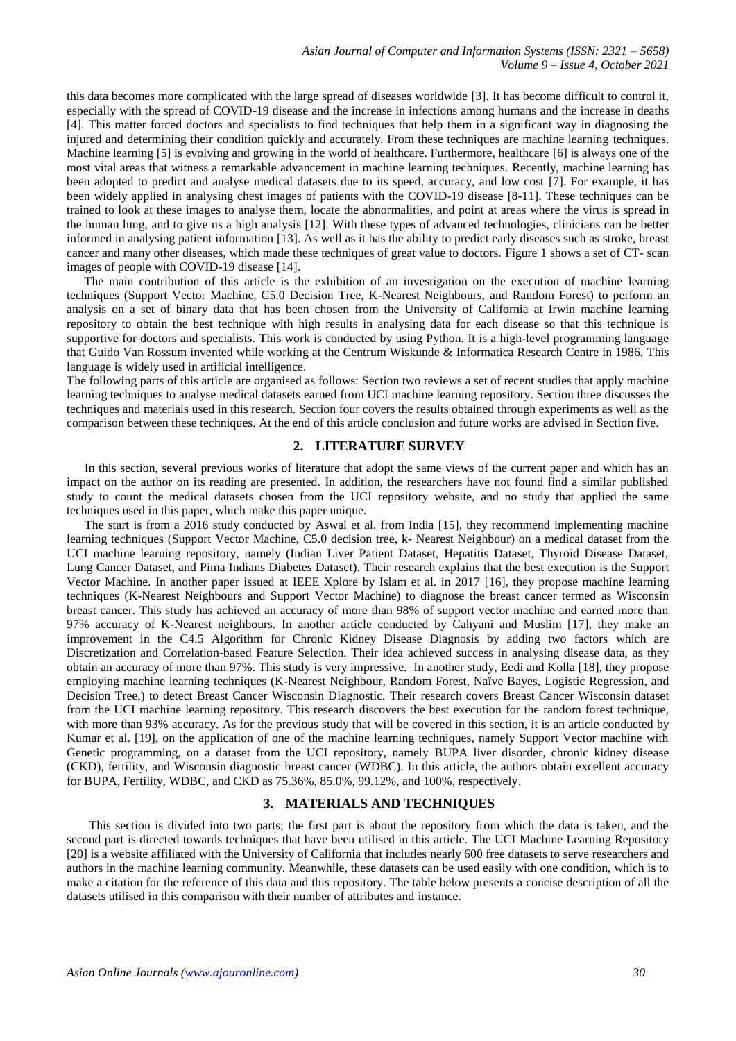this data becomes more complicated with the large spread of diseases worldwide [3]. It has become difficult to control it, especially with the spread of COVID-19 disease and the increase in infections among humans and the increase in deaths [4]. This matter forced doctors and specialists to find techniques that help them in a significant way in diagnosing the injured and determining their condition quickly and accurately. From these techniques are machine learning techniques. Machine learning [5] is evolving and growing in the world of healthcare. Furthermore, healthcare [6] is always one of the most vital areas that witness a remarkable advancement in machine learning techniques. Recently, machine learning has been adopted to predict and analyse medical datasets due to its speed, accuracy, and low cost [7]. For example, it has been widely applied in analysing chest images of patients with the COVID-19 disease [8-11]. These techniques can be trained to look at these images to analyse them, locate the abnormalities, and point at areas where the virus is spread in the human lung, and to give us a high analysis [12]. With these types of advanced technologies, clinicians can be better informed in analysing patient information [13]. As well as it has the ability to predict early diseases such as stroke, breast cancer and many other diseases, which made these techniques of great value to doctors. Figure 1 shows a set of CT- scan images of people with COVID-19 disease [14].

The main contribution of this article is the exhibition of an investigation on the execution of machine learning techniques (Support Vector Machine, C5.0 Decision Tree, K-Nearest Neighbours, and Random Forest) to perform an analysis on a set of binary data that has been chosen from the University of California at Irwin machine learning repository to obtain the best technique with high results in analysing data for each disease so that this technique is supportive for doctors and specialists. This work is conducted by using Python. It is a high-level programming language that Guido Van Rossum invented while working at the Centrum Wiskunde & Informatica Research Centre in 1986. This language is widely used in artificial intelligence.

The following parts of this article are organised as follows: Section two reviews a set of recent studies that apply machine learning techniques to analyse medical datasets earned from UCI machine learning repository. Section three discusses the techniques and materials used in this research. Section four covers the results obtained through experiments as well as the comparison between these techniques. At the end of this article conclusion and future works are advised in Section five.

## 2. LITERATURE SURVEY

In this section, several previous works of literature that adopt the same views of the current paper and which has an impact on the author on its reading are presented. In addition, the researchers have not found find a similar published study to count the medical datasets chosen from the UCI repository website, and no study that applied the same techniques used in this paper, which make this paper unique.

The start is from a 2016 study conducted by Aswal et al. from India [15], they recommend implementing machine learning techniques (Support Vector Machine, C5.0 decision tree, k- Nearest Neighbour) on a medical dataset from the UCI machine learning repository, namely (Indian Liver Patient Dataset, Hepatitis Dataset, Thyroid Disease Dataset, Lung Cancer Dataset, and Pima Indians Diabetes Dataset). Their research explains that the best execution is the Support Vector Machine. In another paper issued at IEEE Xplore by Islam et al. in 2017 [16], they propose machine learning techniques (K-Nearest Neighbours and Support Vector Machine) to diagnose the breast cancer termed as Wisconsin breast cancer. This study has achieved an accuracy of more than 98% of support vector machine and earned more than 97% accuracy of K-Nearest neighbours. In another article conducted by Cahyani and Muslim [17], they make an improvement in the C4.5 Algorithm for Chronic Kidney Disease Diagnosis by adding two factors which are Discretization and Correlation-based Feature Selection. Their idea achieved success in analysing disease data, as they obtain an accuracy of more than 97%. This study is very impressive. In another study, Eedi and Kolla [18], they propose employing machine learning techniques (K-Nearest Neighbour, Random Forest, Naïve Bayes, Logistic Regression, and Decision Tree,) to detect Breast Cancer Wisconsin Diagnostic. Their research covers Breast Cancer Wisconsin dataset from the UCI machine learning repository. This research discovers the best execution for the random forest technique, with more than 93% accuracy. As for the previous study that will be covered in this section, it is an article conducted by Kumar et al. [19], on the application of one of the machine learning techniques, namely Support Vector machine with Genetic programming, on a dataset from the UCI repository, namely BUPA liver disorder, chronic kidney disease (CKD), fertility, and Wisconsin diagnostic breast cancer (WDBC). In this article, the authors obtain excellent accuracy for BUPA, Fertility, WDBC, and CKD as 75.36%, 85.0%, 99.12%, and 100%, respectively.

## 3. MATERIALS AND TECHNIQUES

This section is divided into two parts; the first part is about the repository from which the data is taken, and the second part is directed towards techniques that have been utilised in this article. The UCI Machine Learning Repository [20] is a website affiliated with the University of California that includes nearly 600 free datasets to serve researchers and authors in the machine learning community. Meanwhile, these datasets can be used easily with one condition, which is to make a citation for the reference of this data and this repository. The table below presents a concise description of all the datasets utilised in this comparison with their number of attributes and instance.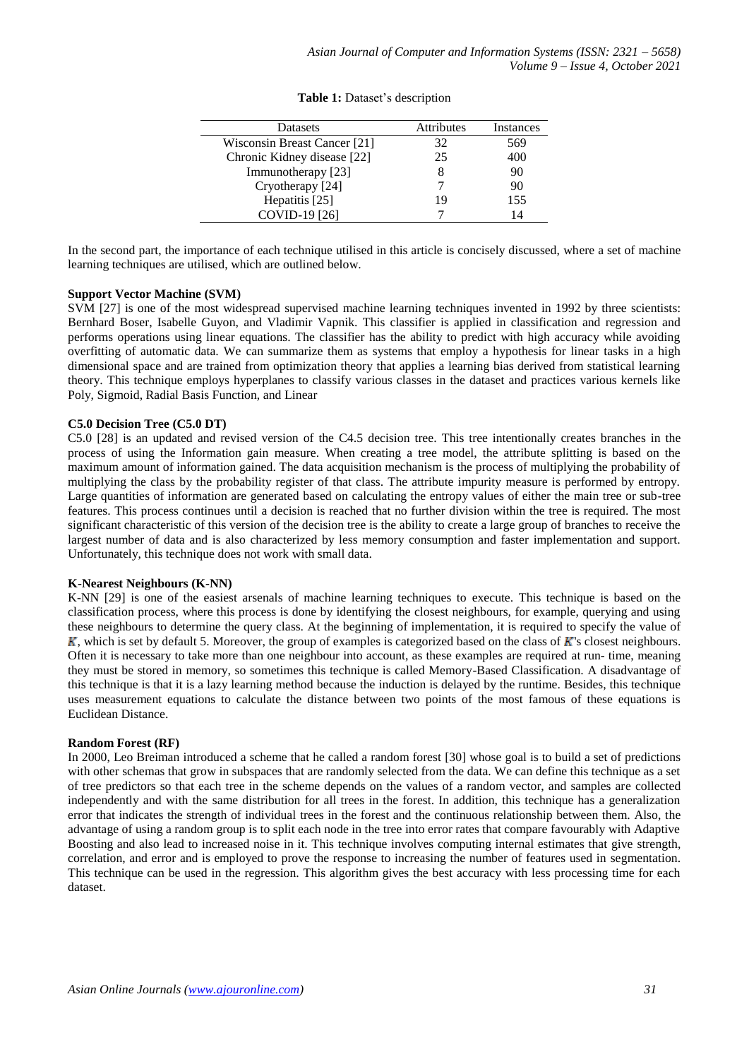**Table 1:** Dataset's description

| Datasets | Attributes | Instances |
| --- | --- | --- |
| Wisconsin Breast Cancer [21] | 32 | 569 |
| Chronic Kidney disease [22] | 25 | 400 |
| Immunotherapy [23] | 8 | 90 |
| Cryotherapy [24] | 7 | 90 |
| Hepatitis [25] | 19 | 155 |
| COVID-19 [26] | 7 | 14 |

In the second part, the importance of each technique utilised in this article is concisely discussed, where a set of machine learning techniques are utilised, which are outlined below.

**Support Vector Machine (SVM)**

SVM [27] is one of the most widespread supervised machine learning techniques invented in 1992 by three scientists: Bernhard Boser, Isabelle Guyon, and Vladimir Vapnik. This classifier is applied in classification and regression and performs operations using linear equations. The classifier has the ability to predict with high accuracy while avoiding overfitting of automatic data. We can summarize them as systems that employ a hypothesis for linear tasks in a high dimensional space and are trained from optimization theory that applies a learning bias derived from statistical learning theory. This technique employs hyperplanes to classify various classes in the dataset and practices various kernels like Poly, Sigmoid, Radial Basis Function, and Linear

**C5.0 Decision Tree (C5.0 DT)**

C5.0 [28] is an updated and revised version of the C4.5 decision tree. This tree intentionally creates branches in the process of using the Information gain measure. When creating a tree model, the attribute splitting is based on the maximum amount of information gained. The data acquisition mechanism is the process of multiplying the probability of multiplying the class by the probability register of that class. The attribute impurity measure is performed by entropy. Large quantities of information are generated based on calculating the entropy values of either the main tree or sub-tree features. This process continues until a decision is reached that no further division within the tree is required. The most significant characteristic of this version of the decision tree is the ability to create a large group of branches to receive the largest number of data and is also characterized by less memory consumption and faster implementation and support. Unfortunately, this technique does not work with small data.

**K-Nearest Neighbours (K-NN)**

K-NN [29] is one of the easiest arsenals of machine learning techniques to execute. This technique is based on the classification process, where this process is done by identifying the closest neighbours, for example, querying and using these neighbours to determine the query class. At the beginning of implementation, it is required to specify the value of $K$, which is set by default 5. Moreover, the group of examples is categorized based on the class of $K$'s closest neighbours. Often it is necessary to take more than one neighbour into account, as these examples are required at run- time, meaning they must be stored in memory, so sometimes this technique is called Memory-Based Classification. A disadvantage of this technique is that it is a lazy learning method because the induction is delayed by the runtime. Besides, this technique uses measurement equations to calculate the distance between two points of the most famous of these equations is Euclidean Distance.

**Random Forest (RF)**

In 2000, Leo Breiman introduced a scheme that he called a random forest [30] whose goal is to build a set of predictions with other schemas that grow in subspaces that are randomly selected from the data. We can define this technique as a set of tree predictors so that each tree in the scheme depends on the values of a random vector, and samples are collected independently and with the same distribution for all trees in the forest. In addition, this technique has a generalization error that indicates the strength of individual trees in the forest and the continuous relationship between them. Also, the advantage of using a random group is to split each node in the tree into error rates that compare favourably with Adaptive Boosting and also lead to increased noise in it. This technique involves computing internal estimates that give strength, correlation, and error and is employed to prove the response to increasing the number of features used in segmentation. This technique can be used in the regression. This algorithm gives the best accuracy with less processing time for each dataset.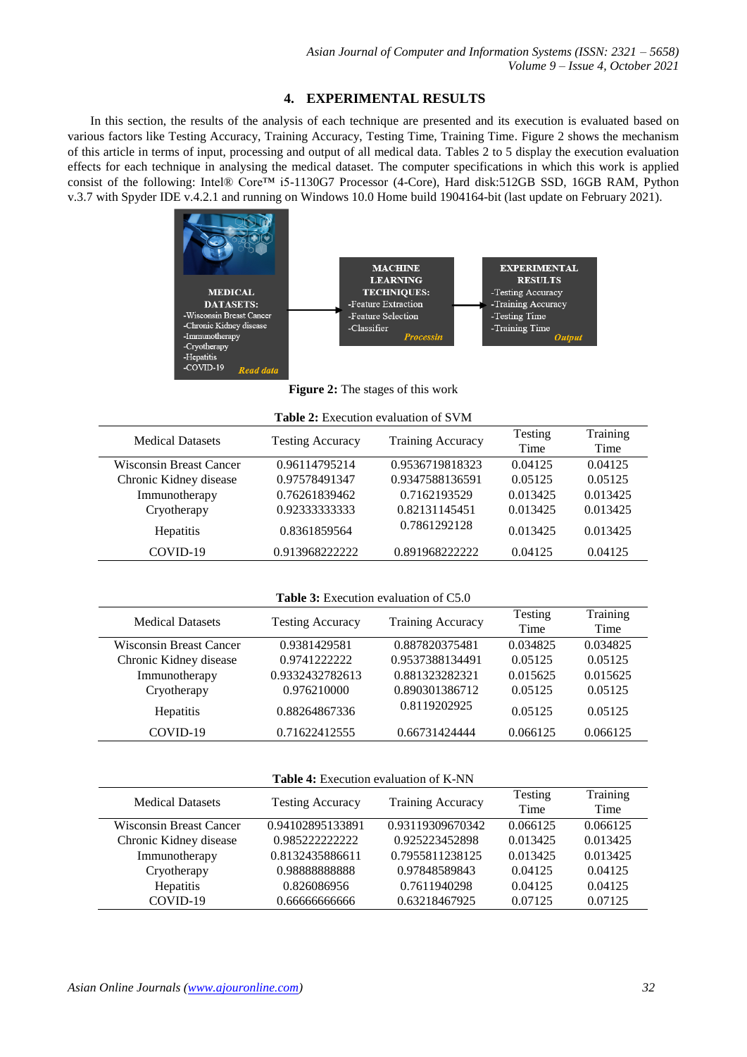## 4. EXPERIMENTAL RESULTS

In this section, the results of the analysis of each technique are presented and its execution is evaluated based on various factors like Testing Accuracy, Training Accuracy, Testing Time, Training Time. Figure 2 shows the mechanism of this article in terms of input, processing and output of all medical data. Tables 2 to 5 display the execution evaluation effects for each technique in analysing the medical dataset. The computer specifications in which this work is applied consist of the following: Intel® Core™ i5-1130G7 Processor (4-Core), Hard disk:512GB SSD, 16GB RAM, Python v.3.7 with Spyder IDE v.4.2.1 and running on Windows 10.0 Home build 1904164-bit (last update on February 2021).

**Figure 2:** The stages of this work

**Table 2:** Execution evaluation of SVM

| Medical Datasets | Testing Accuracy | Training Accuracy | Testing Time | Training Time |
|---|---|---|---|---|
| Wisconsin Breast Cancer | 0.96114795214 | 0.9536719818323 | 0.04125 | 0.04125 |
| Chronic Kidney disease | 0.97578491347 | 0.9347588136591 | 0.05125 | 0.05125 |
| Immunotherapy | 0.76261839462 | 0.7162193529 | 0.013425 | 0.013425 |
| Cryotherapy | 0.92333333333 | 0.82131145451 | 0.013425 | 0.013425 |
| Hepatitis | 0.8361859564 | 0.7861292128 | 0.013425 | 0.013425 |
| COVID-19 | 0.913968222222 | 0.891968222222 | 0.04125 | 0.04125 |

**Table 3:** Execution evaluation of C5.0

| Medical Datasets | Testing Accuracy | Training Accuracy | Testing Time | Training Time |
|---|---|---|---|---|
| Wisconsin Breast Cancer | 0.9381429581 | 0.887820375481 | 0.034825 | 0.034825 |
| Chronic Kidney disease | 0.9741222222 | 0.9537388134491 | 0.05125 | 0.05125 |
| Immunotherapy | 0.9332432782613 | 0.881323282321 | 0.015625 | 0.015625 |
| Cryotherapy | 0.976210000 | 0.890301386712 | 0.05125 | 0.05125 |
| Hepatitis | 0.88264867336 | 0.8119202925 | 0.05125 | 0.05125 |
| COVID-19 | 0.71622412555 | 0.66731424444 | 0.066125 | 0.066125 |

**Table 4:** Execution evaluation of K-NN

| Medical Datasets | Testing Accuracy | Training Accuracy | Testing Time | Training Time |
|---|---|---|---|---|
| Wisconsin Breast Cancer | 0.94102895133891 | 0.93119309670342 | 0.066125 | 0.066125 |
| Chronic Kidney disease | 0.985222222222 | 0.925223452898 | 0.013425 | 0.013425 |
| Immunotherapy | 0.8132435886611 | 0.7955811238125 | 0.013425 | 0.013425 |
| Cryotherapy | 0.98888888888 | 0.97848589843 | 0.04125 | 0.04125 |
| Hepatitis | 0.826086956 | 0.7611940298 | 0.04125 | 0.04125 |
| COVID-19 | 0.66666666666 | 0.63218467925 | 0.07125 | 0.07125 |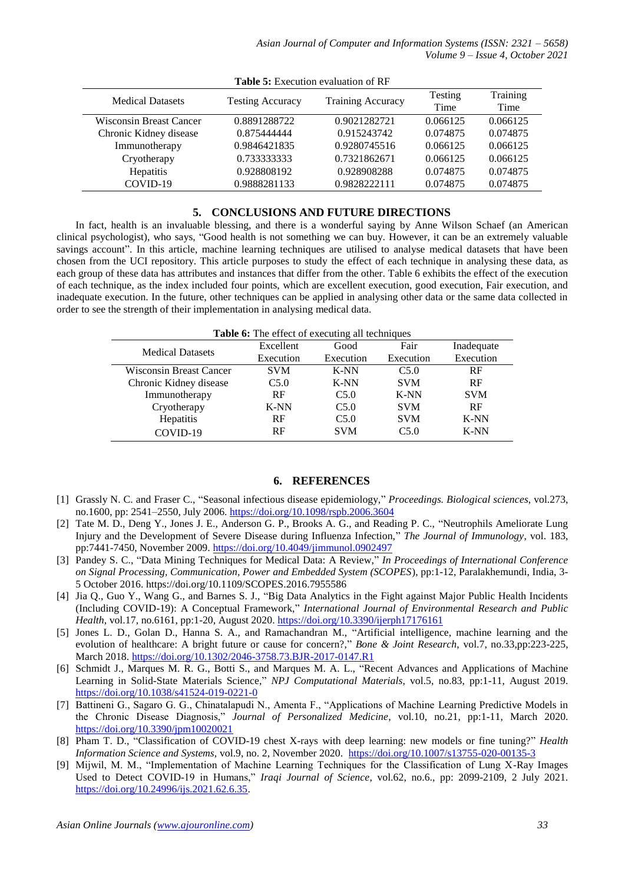**Table 5:** Execution evaluation of RF

| Medical Datasets | Testing Accuracy | Training Accuracy | Testing Time | Training Time |
|---|---|---|---|---|
| Wisconsin Breast Cancer | 0.8891288722 | 0.9021282721 | 0.066125 | 0.066125 |
| Chronic Kidney disease | 0.875444444 | 0.915243742 | 0.074875 | 0.074875 |
| Immunotherapy | 0.9846421835 | 0.9280745516 | 0.066125 | 0.066125 |
| Cryotherapy | 0.733333333 | 0.7321862671 | 0.066125 | 0.066125 |
| Hepatitis | 0.928808192 | 0.928908288 | 0.074875 | 0.074875 |
| COVID-19 | 0.9888281133 | 0.9828222111 | 0.074875 | 0.074875 |

## 5. CONCLUSIONS AND FUTURE DIRECTIONS

In fact, health is an invaluable blessing, and there is a wonderful saying by Anne Wilson Schaef (an American clinical psychologist), who says, "Good health is not something we can buy. However, it can be an extremely valuable savings account". In this article, machine learning techniques are utilised to analyse medical datasets that have been chosen from the UCI repository. This article purposes to study the effect of each technique in analysing these data, as each group of these data has attributes and instances that differ from the other. Table 6 exhibits the effect of the execution of each technique, as the index included four points, which are excellent execution, good execution, Fair execution, and inadequate execution. In the future, other techniques can be applied in analysing other data or the same data collected in order to see the strength of their implementation in analysing medical data.

**Table 6:** The effect of executing all techniques

| Medical Datasets | Excellent Execution | Good Execution | Fair Execution | Inadequate Execution |
|---|---|---|---|---|
| Wisconsin Breast Cancer | SVM | K-NN | C5.0 | RF |
| Chronic Kidney disease | C5.0 | K-NN | SVM | RF |
| Immunotherapy | RF | C5.0 | K-NN | SVM |
| Cryotherapy | K-NN | C5.0 | SVM | RF |
| Hepatitis | RF | C5.0 | SVM | K-NN |
| COVID-19 | RF | SVM | C5.0 | K-NN |

## 6. REFERENCES

[1] Grassly N. C. and Fraser C., "Seasonal infectious disease epidemiology," *Proceedings. Biological sciences*, vol.273, no.1600, pp: 2541–2550, July 2006. https://doi.org/10.1098/rspb.2006.3604

[2] Tate M. D., Deng Y., Jones J. E., Anderson G. P., Brooks A. G., and Reading P. C., "Neutrophils Ameliorate Lung Injury and the Development of Severe Disease during Influenza Infection," *The Journal of Immunology*, vol. 183, pp:7441-7450, November 2009. https://doi.org/10.4049/jimmunol.0902497

[3] Pandey S. C., "Data Mining Techniques for Medical Data: A Review," *In Proceedings of International Conference on Signal Processing, Communication, Power and Embedded System (SCOPES)*, pp:1-12, Paralakhemundi, India, 3-5 October 2016. https://doi.org/10.1109/SCOPES.2016.7955586

[4] Jia Q., Guo Y., Wang G., and Barnes S. J., "Big Data Analytics in the Fight against Major Public Health Incidents (Including COVID-19): A Conceptual Framework," *International Journal of Environmental Research and Public Health*, vol.17, no.6161, pp:1-20, August 2020. https://doi.org/10.3390/ijerph17176161

[5] Jones L. D., Golan D., Hanna S. A., and Ramachandran M., "Artificial intelligence, machine learning and the evolution of healthcare: A bright future or cause for concern?," *Bone & Joint Research*, vol.7, no.33,pp:223-225, March 2018. https://doi.org/10.1302/2046-3758.73.BJR-2017-0147.R1

[6] Schmidt J., Marques M. R. G., Botti S., and Marques M. A. L., "Recent Advances and Applications of Machine Learning in Solid-State Materials Science," *NPJ Computational Materials*, vol.5, no.83, pp:1-11, August 2019. https://doi.org/10.1038/s41524-019-0221-0

[7] Battineni G., Sagaro G. G., Chinatalapudi N., Amenta F., "Applications of Machine Learning Predictive Models in the Chronic Disease Diagnosis," *Journal of Personalized Medicine*, vol.10, no.21, pp:1-11, March 2020. https://doi.org/10.3390/jpm10020021

[8] Pham T. D., "Classification of COVID-19 chest X-rays with deep learning: new models or fine tuning?" *Health Information Science and Systems*, vol.9, no. 2, November 2020. https://doi.org/10.1007/s13755-020-00135-3

[9] Mijwil, M. M., "Implementation of Machine Learning Techniques for the Classification of Lung X-Ray Images Used to Detect COVID-19 in Humans," *Iraqi Journal of Science*, vol.62, no.6., pp: 2099-2109, 2 July 2021. https://doi.org/10.24996/ijs.2021.62.6.35.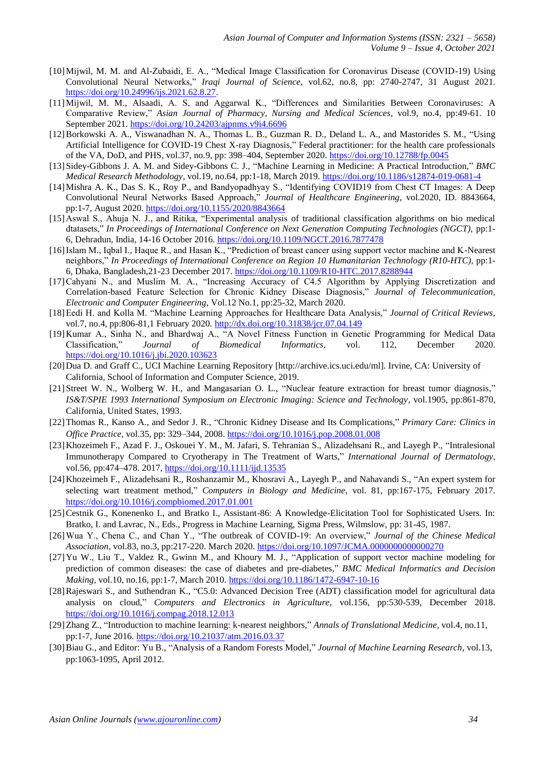[10] Mijwil, M. M. and Al-Zubaidi, E. A., "Medical Image Classification for Coronavirus Disease (COVID-19) Using Convolutional Neural Networks," *Iraqi Journal of Science*, vol.62, no.8, pp: 2740-2747, 31 August 2021. https://doi.org/10.24996/ijs.2021.62.8.27.

[11] Mijwil, M. M., Alsaadi, A. S, and Aggarwal K., "Differences and Similarities Between Coronaviruses: A Comparative Review," *Asian Journal of Pharmacy, Nursing and Medical Sciences*, vol.9, no.4, pp:49-61. 10 September 2021. https://doi.org/10.24203/ajpnms.v9i4.6696

[12] Borkowski A. A., Viswanadhan N. A., Thomas L. B., Guzman R. D., Deland L. A., and Mastorides S. M., "Using Artificial Intelligence for COVID-19 Chest X-ray Diagnosis," Federal practitioner: for the health care professionals of the VA, DoD, and PHS, vol.37, no.9, pp: 398–404, September 2020. https://doi.org/10.12788/fp.0045

[13] Sidey-Gibbons J. A. M. and Sidey-Gibbons C. J., "Machine Learning in Medicine: A Practical Introduction," *BMC Medical Research Methodology*, vol.19, no.64, pp:1-18, March 2019. https://doi.org/10.1186/s12874-019-0681-4

[14] Mishra A. K., Das S. K., Roy P., and Bandyopadhyay S., "Identifying COVID19 from Chest CT Images: A Deep Convolutional Neural Networks Based Approach," *Journal of Healthcare Engineering*, vol.2020, ID. 8843664, pp:1-7, August 2020. https://doi.org/10.1155/2020/8843664

[15] Aswal S., Ahuja N. J., and Ritika, "Experimental analysis of traditional classification algorithms on bio medical dtatasets," *In Proceedings of International Conference on Next Generation Computing Technologies (NGCT)*, pp:1-6, Dehradun, India, 14-16 October 2016. https://doi.org/10.1109/NGCT.2016.7877478

[16] Islam M., Iqbal I., Haque R., and Hasan K., "Prediction of breast cancer using support vector machine and K-Nearest neighbors," *In Proceedings of International Conference on Region 10 Humanitarian Technology (R10-HTC)*, pp:1-6, Dhaka, Bangladesh,21-23 December 2017. https://doi.org/10.1109/R10-HTC.2017.8288944

[17] Cahyani N., and Muslim M. A., "Increasing Accuracy of C4.5 Algorithm by Applying Discretization and Correlation-based Feature Selection for Chronic Kidney Disease Diagnosis," *Journal of Telecommunication, Electronic and Computer Engineering*, Vol.12 No.1, pp:25-32, March 2020.

[18] Eedi H. and Kolla M. "Machine Learning Approaches for Healthcare Data Analysis," *Journal of Critical Reviews*, vol.7, no.4, pp:806-81,1 February 2020. http://dx.doi.org/10.31838/jcr.07.04.149

[19] Kumar A., Sinha N., and Bhardwaj A., "A Novel Fitness Function in Genetic Programming for Medical Data Classification," *Journal of Biomedical Informatics*, vol. 112, December 2020. https://doi.org/10.1016/j.jbi.2020.103623

[20] Dua D. and Graff C., UCI Machine Learning Repository [http://archive.ics.uci.edu/ml]. Irvine, CA: University of California, School of Information and Computer Science, 2019.

[21] Street W. N., Wolberg W. H., and Mangasarian O. L., "Nuclear feature extraction for breast tumor diagnosis," *IS&T/SPIE 1993 International Symposium on Electronic Imaging: Science and Technology*, vol.1905, pp:861-870, California, United States, 1993.

[22] Thomas R., Kanso A., and Sedor J. R., "Chronic Kidney Disease and Its Complications," *Primary Care: Clinics in Office Practice*, vol.35, pp: 329–344, 2008. https://doi.org/10.1016/j.pop.2008.01.008

[23] Khozeimeh F., Azad F. J., Oskouei Y. M., M. Jafari, S. Tehranian S., Alizadehsani R., and Layegh P., "Intralesional Immunotherapy Compared to Cryotherapy in The Treatment of Warts," *International Journal of Dermatology*, vol.56, pp:474–478. 2017, https://doi.org/10.1111/ijd.13535

[24] Khozeimeh F., Alizadehsani R., Roshanzamir M., Khosravi A., Layegh P., and Nahavandi S., "An expert system for selecting wart treatment method," *Computers in Biology and Medicine*, vol. 81, pp:167-175, February 2017. https://doi.org/10.1016/j.compbiomed.2017.01.001

[25] Cestnik G., Konenenko I., and Bratko I., Assistant-86: A Knowledge-Elicitation Tool for Sophisticated Users. In: Bratko, I. and Lavrac, N., Eds., Progress in Machine Learning, Sigma Press, Wilmslow, pp: 31-45, 1987.

[26] Wua Y., Chena C., and Chan Y., "The outbreak of COVID-19: An overview," *Journal of the Chinese Medical Association*, vol.83, no.3, pp:217-220. March 2020. https://doi.org/10.1097/JCMA.0000000000000270

[27] Yu W., Liu T., Valdez R., Gwinn M., and Khoury M. J., "Application of support vector machine modeling for prediction of common diseases: the case of diabetes and pre-diabetes," *BMC Medical Informatics and Decision Making*, vol.10, no.16, pp:1-7, March 2010. https://doi.org/10.1186/1472-6947-10-16

[28] Rajeswari S., and Suthendran K., "C5.0: Advanced Decision Tree (ADT) classification model for agricultural data analysis on cloud," *Computers and Electronics in Agriculture*, vol.156, pp:530-539, December 2018. https://doi.org/10.1016/j.compag.2018.12.013

[29] Zhang Z., "Introduction to machine learning: k-nearest neighbors," *Annals of Translational Medicine*, vol.4, no.11, pp:1-7, June 2016. https://doi.org/10.21037/atm.2016.03.37

[30] Biau G., and Editor: Yu B., "Analysis of a Random Forests Model," *Journal of Machine Learning Research*, vol.13, pp:1063-1095, April 2012.